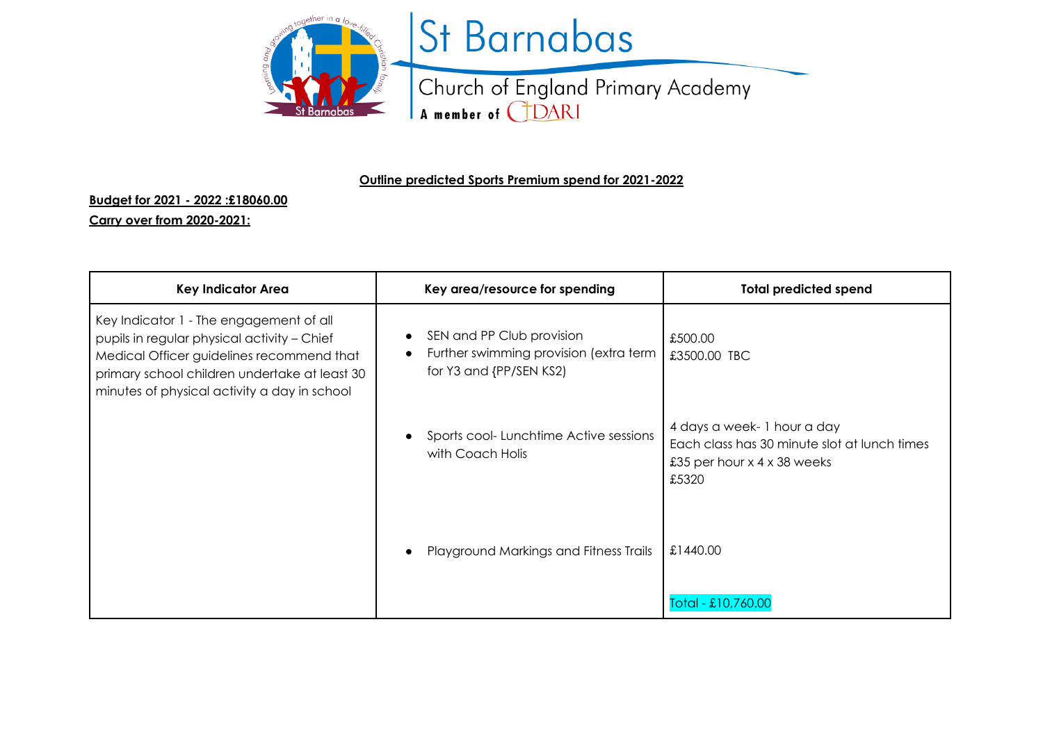# St Barnabas

Church of England Primary Academy

A member of CIDARI

**Outline predicted Sports Premium spend for 2021-2022**

**Budget for 2021 - 2022 :£18060.00**

**Carry over from 2020-2021:**

| Key Indicator Area | Key area/resource for spending | Total predicted spend |
|---|---|---|
| Key Indicator 1 - The engagement of all pupils in regular physical activity – Chief Medical Officer guidelines recommend that primary school children undertake at least 30 minutes of physical activity a day in school | • SEN and PP Club provision<br>• Further swimming provision (extra term for Y3 and {PP/SEN KS2) | £500.00<br>£3500.00 TBC |
| | • Sports cool- Lunchtime Active sessions with Coach Holis | 4 days a week- 1 hour a day<br>Each class has 30 minute slot at lunch times<br>£35 per hour x 4 x 38 weeks<br>£5320 |
| | • Playground Markings and Fitness Trails | £1440.00 |
| | | Total - £10,760.00 |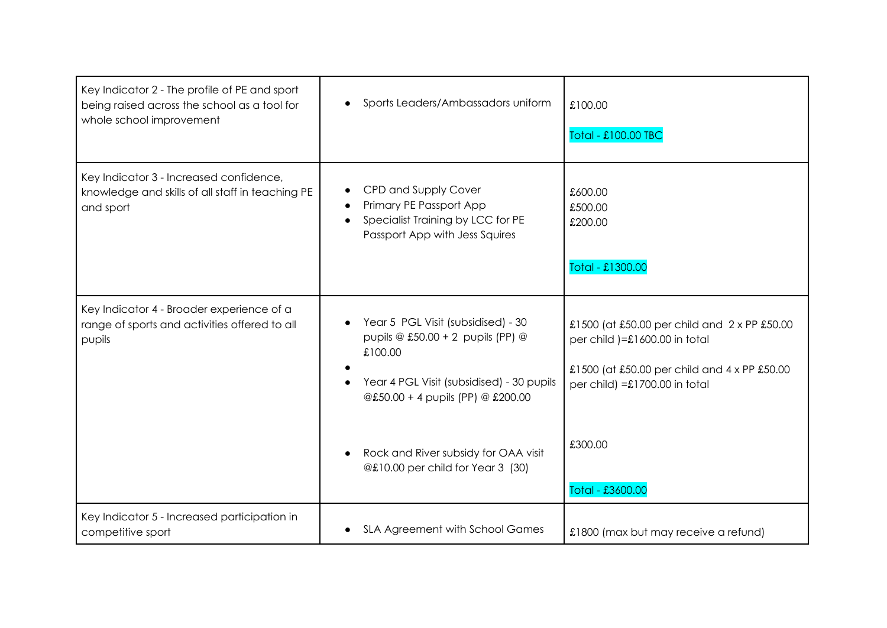| Key Indicator 2 - The profile of PE and sport being raised across the school as a tool for whole school improvement | • Sports Leaders/Ambassadors uniform | £100.00<br><br>Total - £100.00 TBC |
|---|---|---|
| Key Indicator 3 - Increased confidence, knowledge and skills of all staff in teaching PE and sport | • CPD and Supply Cover<br>• Primary PE Passport App<br>• Specialist Training by LCC for PE Passport App with Jess Squires | £600.00<br>£500.00<br>£200.00<br><br>Total - £1300.00 |
| Key Indicator 4 - Broader experience of a range of sports and activities offered to all pupils | • Year 5 PGL Visit (subsidised) - 30 pupils @ £50.00 + 2 pupils (PP) @ £100.00<br>•<br>• Year 4 PGL Visit (subsidised) - 30 pupils @£50.00 + 4 pupils (PP) @ £200.00<br><br>• Rock and River subsidy for OAA visit @£10.00 per child for Year 3 (30) | £1500 (at £50.00 per child and 2 x PP £50.00 per child )=£1600.00 in total<br><br>£1500 (at £50.00 per child and 4 x PP £50.00 per child) =£1700.00 in total<br><br>£300.00<br><br>Total - £3600.00 |
| Key Indicator 5 - Increased participation in competitive sport | • SLA Agreement with School Games | £1800 (max but may receive a refund) |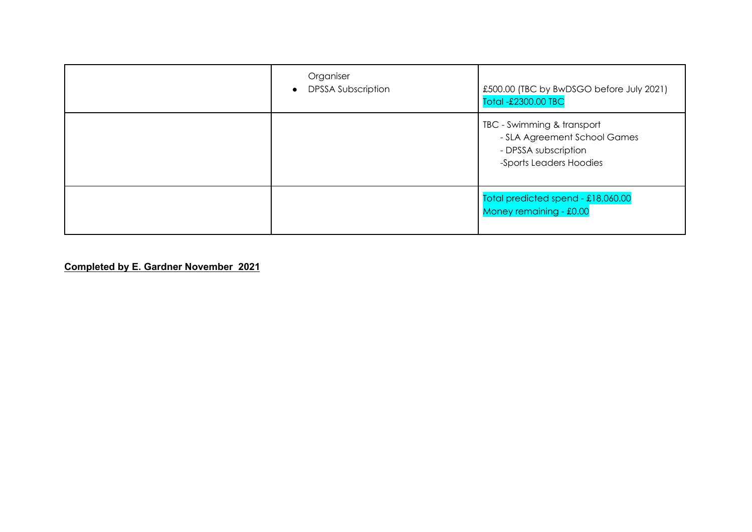| | | |
|---|---|---|
| | Organiser<br>• DPSSA Subscription | £500.00 (TBC by BwDSGO before July 2021)<br>Total -£2300.00 TBC |
| | | TBC - Swimming & transport<br>- SLA Agreement School Games<br>- DPSSA subscription<br>-Sports Leaders Hoodies |
| | | Total predicted spend - £18,060.00<br>Money remaining - £0.00 |

**Completed by E. Gardner November 2021**